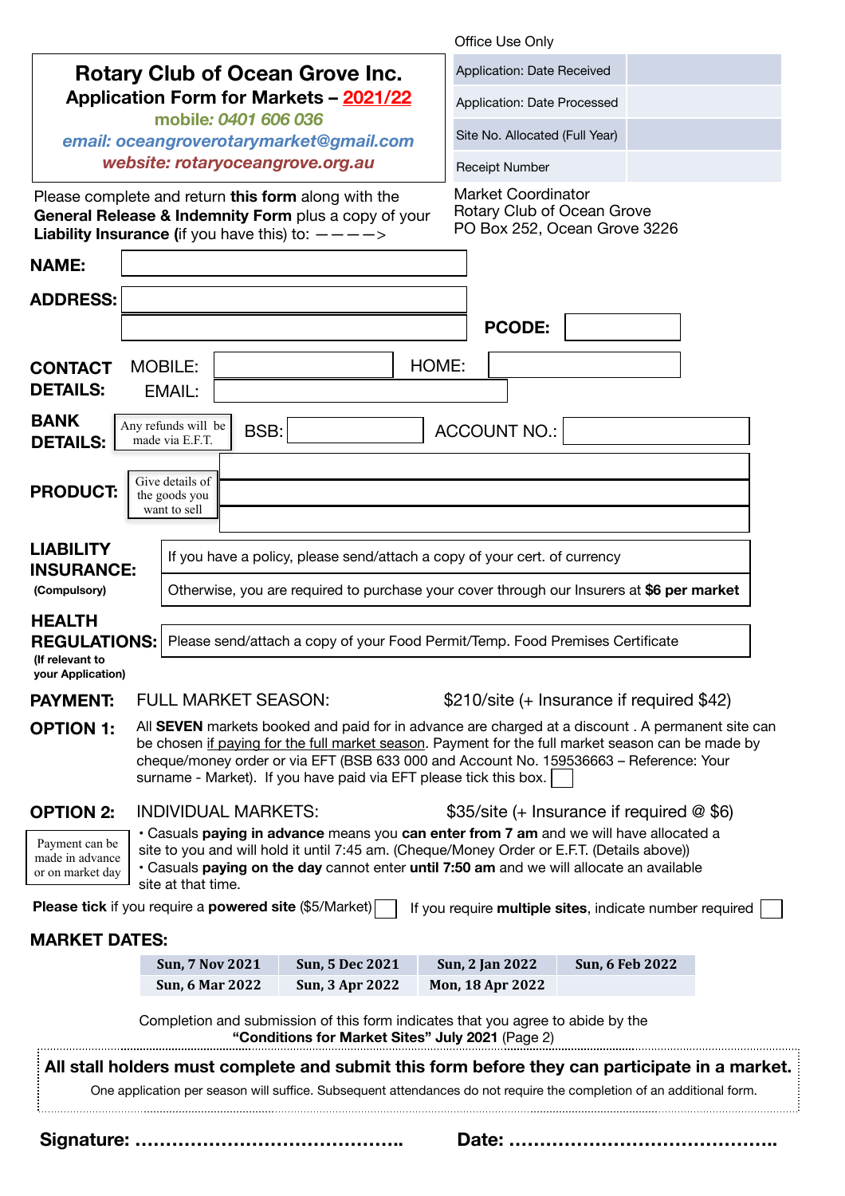Office Use Only

| Application: Date Received | |
|---|---|
| Application: Date Processed | |
| Site No. Allocated (Full Year) | |
| Receipt Number | |

# Rotary Club of Ocean Grove Inc.

## Application Form for Markets – 2021/22

*mobile: 0401 606 036*

*email: oceangroverotarymarket@gmail.com*

*website: rotaryoceangrove.org.au*

Please complete and return **this form** along with the **General Release & Indemnity Form** plus a copy of your **Liability Insurance (**if you have this) to: ————>

Market Coordinator
Rotary Club of Ocean Grove
PO Box 252, Ocean Grove 3226

**NAME:**

**ADDRESS:**

**PCODE:**

**CONTACT DETAILS:** MOBILE: HOME: EMAIL:

**BANK DETAILS:** Any refunds will be made via E.F.T. BSB: ACCOUNT NO.:

**PRODUCT:** Give details of the goods you want to sell

**LIABILITY INSURANCE:** (Compulsory)

- If you have a policy, please send/attach a copy of your cert. of currency
- Otherwise, you are required to purchase your cover through our Insurers at **$6 per market**

**HEALTH REGULATIONS:** (If relevant to your Application)

- Please send/attach a copy of your Food Permit/Temp. Food Premises Certificate

**PAYMENT: OPTION 1:** FULL MARKET SEASON: $210/site (+ Insurance if required $42)

All **SEVEN** markets booked and paid for in advance are charged at a discount . A permanent site can be chosen if paying for the full market season. Payment for the full market season can be made by cheque/money order or via EFT (BSB 633 000 and Account No. 159536663 – Reference: Your surname - Market). If you have paid via EFT please tick this box. ☐

**OPTION 2:** INDIVIDUAL MARKETS: $35/site (+ Insurance if required @ $6)

Payment can be made in advance or on market day

- Casuals **paying in advance** means you **can enter from 7 am** and we will have allocated a site to you and will hold it until 7:45 am. (Cheque/Money Order or E.F.T. (Details above))
- Casuals **paying on the day** cannot enter **until 7:50 am** and we will allocate an available site at that time.

**Please tick** if you require a **powered site** ($5/Market) ☐ If you require **multiple sites**, indicate number required ☐

**MARKET DATES:**

| | | | |
|---|---|---|---|
| Sun, 7 Nov 2021 | Sun, 5 Dec 2021 | Sun, 2 Jan 2022 | Sun, 6 Feb 2022 |
| Sun, 6 Mar 2022 | Sun, 3 Apr 2022 | Mon, 18 Apr 2022 | |

Completion and submission of this form indicates that you agree to abide by the **"Conditions for Market Sites" July 2021** (Page 2)

**All stall holders must complete and submit this form before they can participate in a market.**

One application per season will suffice. Subsequent attendances do not require the completion of an additional form.

**Signature:** …………………………………….. **Date:** ……………………………………..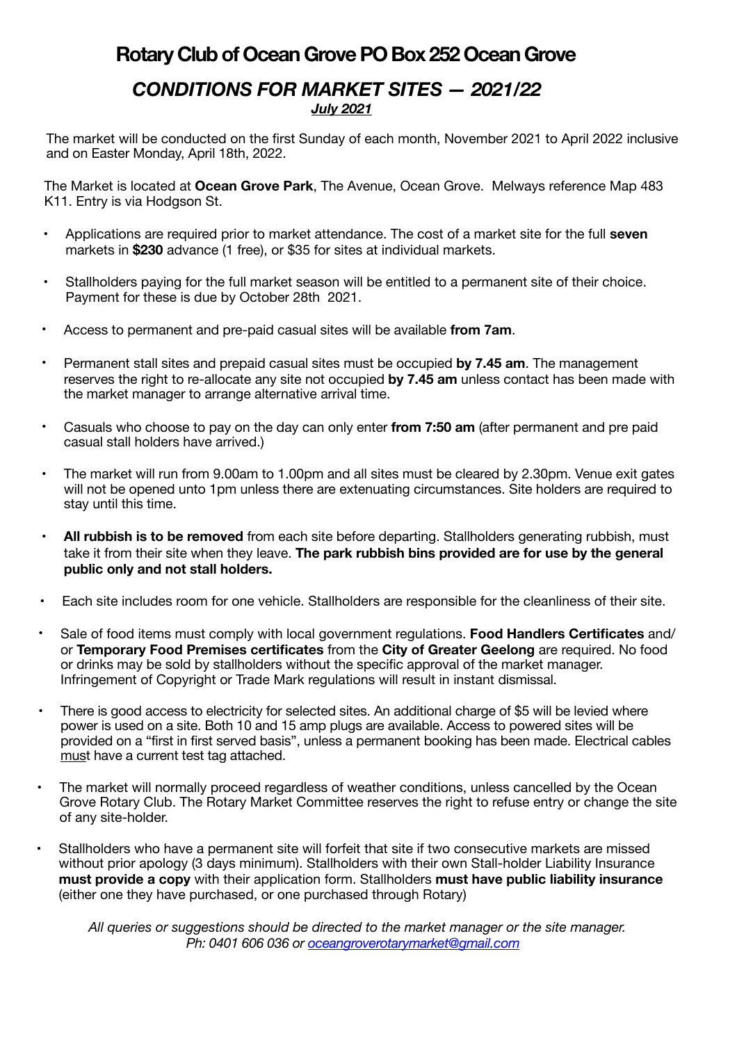# Rotary Club of Ocean Grove PO Box 252 Ocean Grove

## *CONDITIONS FOR MARKET SITES — 2021/22*

***July 2021***

The market will be conducted on the first Sunday of each month, November 2021 to April 2022 inclusive and on Easter Monday, April 18th, 2022.

The Market is located at **Ocean Grove Park**, The Avenue, Ocean Grove. Melways reference Map 483 K11. Entry is via Hodgson St.

- Applications are required prior to market attendance. The cost of a market site for the full **seven** markets in **$230** advance (1 free), or $35 for sites at individual markets.
- Stallholders paying for the full market season will be entitled to a permanent site of their choice. Payment for these is due by October 28th 2021.
- Access to permanent and pre-paid casual sites will be available **from 7am**.
- Permanent stall sites and prepaid casual sites must be occupied **by 7.45 am**. The management reserves the right to re-allocate any site not occupied **by 7.45 am** unless contact has been made with the market manager to arrange alternative arrival time.
- Casuals who choose to pay on the day can only enter **from 7:50 am** (after permanent and pre paid casual stall holders have arrived.)
- The market will run from 9.00am to 1.00pm and all sites must be cleared by 2.30pm. Venue exit gates will not be opened unto 1pm unless there are extenuating circumstances. Site holders are required to stay until this time.
- **All rubbish is to be removed** from each site before departing. Stallholders generating rubbish, must take it from their site when they leave. **The park rubbish bins provided are for use by the general public only and not stall holders.**
- Each site includes room for one vehicle. Stallholders are responsible for the cleanliness of their site.
- Sale of food items must comply with local government regulations. **Food Handlers Certificates** and/or **Temporary Food Premises certificates** from the **City of Greater Geelong** are required. No food or drinks may be sold by stallholders without the specific approval of the market manager. Infringement of Copyright or Trade Mark regulations will result in instant dismissal.
- There is good access to electricity for selected sites. An additional charge of $5 will be levied where power is used on a site. Both 10 and 15 amp plugs are available. Access to powered sites will be provided on a "first in first served basis", unless a permanent booking has been made. Electrical cables <u>must</u> have a current test tag attached.
- The market will normally proceed regardless of weather conditions, unless cancelled by the Ocean Grove Rotary Club. The Rotary Market Committee reserves the right to refuse entry or change the site of any site-holder.
- Stallholders who have a permanent site will forfeit that site if two consecutive markets are missed without prior apology (3 days minimum). Stallholders with their own Stall-holder Liability Insurance **must provide a copy** with their application form. Stallholders **must have public liability insurance** (either one they have purchased, or one purchased through Rotary)

*All queries or suggestions should be directed to the market manager or the site manager.*
*Ph: 0401 606 036 or oceangroverotarymarket@gmail.com*